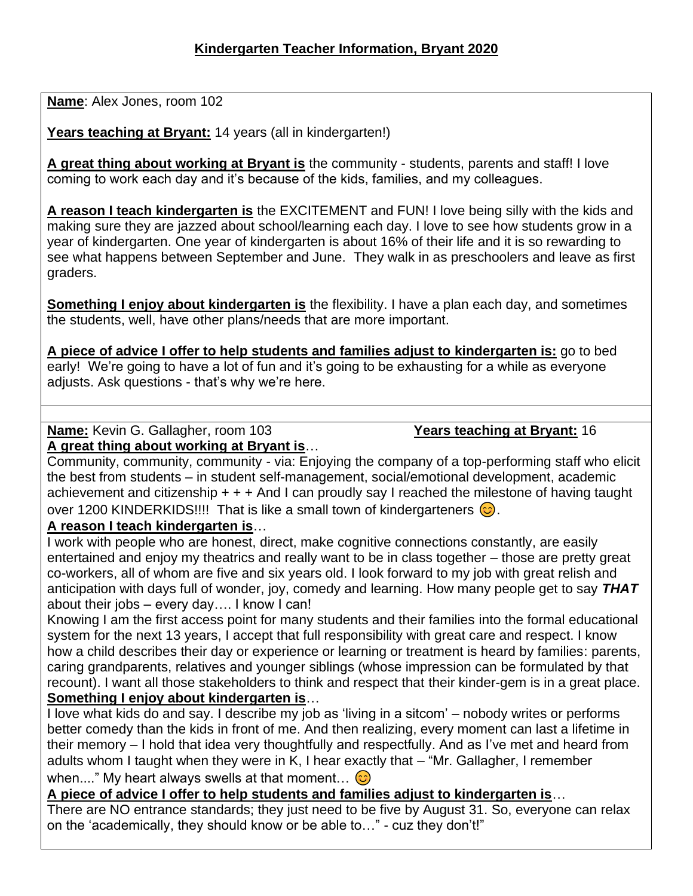# Kindergarten Teacher Information, Bryant 2020

**Name**: Alex Jones, room 102

**Years teaching at Bryant:** 14 years (all in kindergarten!)

**A great thing about working at Bryant is** the community - students, parents and staff! I love coming to work each day and it's because of the kids, families, and my colleagues.

**A reason I teach kindergarten is** the EXCITEMENT and FUN! I love being silly with the kids and making sure they are jazzed about school/learning each day. I love to see how students grow in a year of kindergarten. One year of kindergarten is about 16% of their life and it is so rewarding to see what happens between September and June. They walk in as preschoolers and leave as first graders.

**Something I enjoy about kindergarten is** the flexibility. I have a plan each day, and sometimes the students, well, have other plans/needs that are more important.

**A piece of advice I offer to help students and families adjust to kindergarten is:** go to bed early! We're going to have a lot of fun and it's going to be exhausting for a while as everyone adjusts. Ask questions - that's why we're here.

---

**Name:** Kevin G. Gallagher, room 103 **Years teaching at Bryant:** 16

**A great thing about working at Bryant is**…

Community, community, community - via: Enjoying the company of a top-performing staff who elicit the best from students – in student self-management, social/emotional development, academic achievement and citizenship + + + And I can proudly say I reached the milestone of having taught over 1200 KINDERKIDS!!!! That is like a small town of kindergarteners 😊.

**A reason I teach kindergarten is**…

I work with people who are honest, direct, make cognitive connections constantly, are easily entertained and enjoy my theatrics and really want to be in class together – those are pretty great co-workers, all of whom are five and six years old. I look forward to my job with great relish and anticipation with days full of wonder, joy, comedy and learning. How many people get to say ***THAT*** about their jobs – every day…. I know I can!

Knowing I am the first access point for many students and their families into the formal educational system for the next 13 years, I accept that full responsibility with great care and respect. I know how a child describes their day or experience or learning or treatment is heard by families: parents, caring grandparents, relatives and younger siblings (whose impression can be formulated by that recount). I want all those stakeholders to think and respect that their kinder-gem is in a great place.

**Something I enjoy about kindergarten is**…

I love what kids do and say. I describe my job as 'living in a sitcom' – nobody writes or performs better comedy than the kids in front of me. And then realizing, every moment can last a lifetime in their memory – I hold that idea very thoughtfully and respectfully. And as I've met and heard from adults whom I taught when they were in K, I hear exactly that – "Mr. Gallagher, I remember when...." My heart always swells at that moment… 😊

**A piece of advice I offer to help students and families adjust to kindergarten is**…

There are NO entrance standards; they just need to be five by August 31. So, everyone can relax on the 'academically, they should know or be able to…" - cuz they don't!"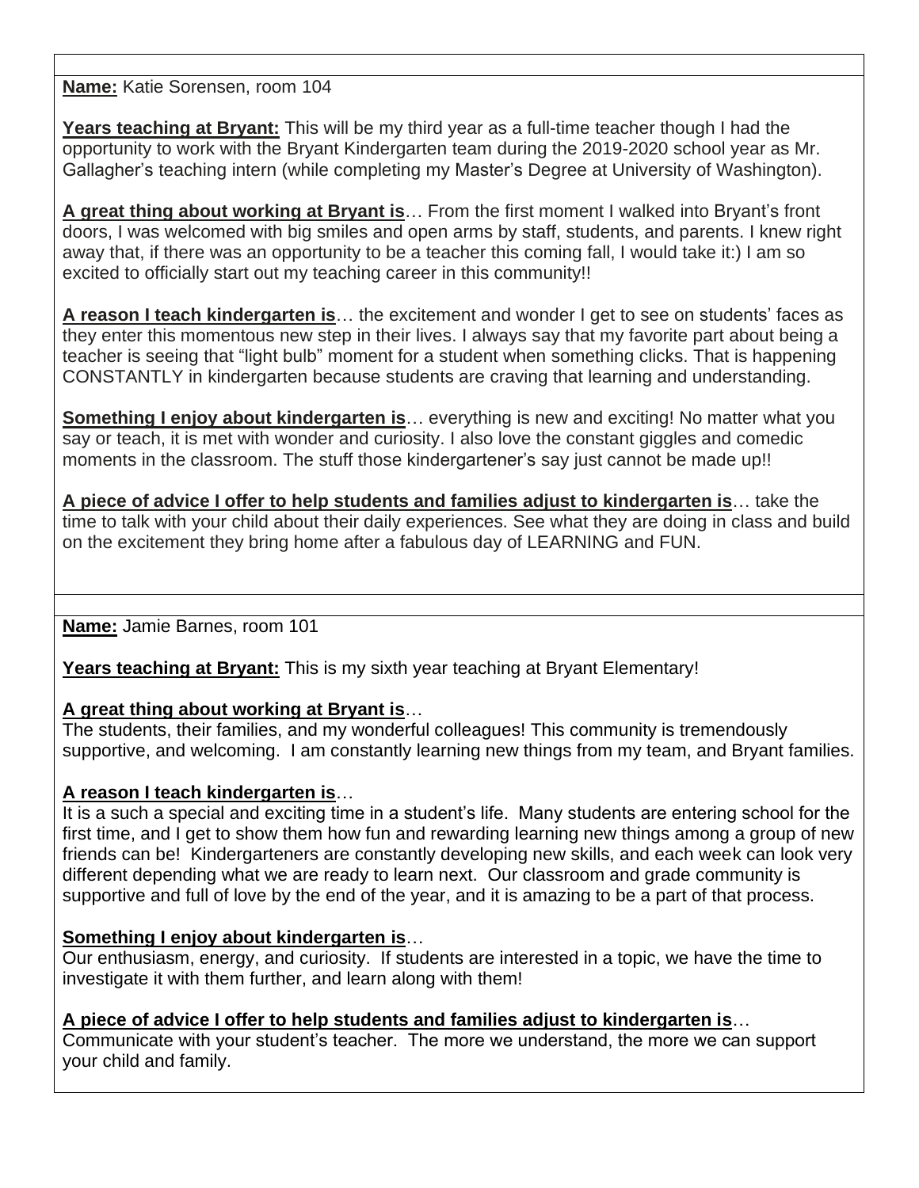**Name:** Katie Sorensen, room 104

**Years teaching at Bryant:** This will be my third year as a full-time teacher though I had the opportunity to work with the Bryant Kindergarten team during the 2019-2020 school year as Mr. Gallagher's teaching intern (while completing my Master's Degree at University of Washington).

**A great thing about working at Bryant is**… From the first moment I walked into Bryant's front doors, I was welcomed with big smiles and open arms by staff, students, and parents. I knew right away that, if there was an opportunity to be a teacher this coming fall, I would take it:) I am so excited to officially start out my teaching career in this community!!

**A reason I teach kindergarten is**… the excitement and wonder I get to see on students' faces as they enter this momentous new step in their lives. I always say that my favorite part about being a teacher is seeing that "light bulb" moment for a student when something clicks. That is happening CONSTANTLY in kindergarten because students are craving that learning and understanding.

**Something I enjoy about kindergarten is**… everything is new and exciting! No matter what you say or teach, it is met with wonder and curiosity. I also love the constant giggles and comedic moments in the classroom. The stuff those kindergartener's say just cannot be made up!!

**A piece of advice I offer to help students and families adjust to kindergarten is**… take the time to talk with your child about their daily experiences. See what they are doing in class and build on the excitement they bring home after a fabulous day of LEARNING and FUN.

---

**Name:** Jamie Barnes, room 101

**Years teaching at Bryant:** This is my sixth year teaching at Bryant Elementary!

**A great thing about working at Bryant is**…
The students, their families, and my wonderful colleagues! This community is tremendously supportive, and welcoming. I am constantly learning new things from my team, and Bryant families.

**A reason I teach kindergarten is**…
It is a such a special and exciting time in a student's life. Many students are entering school for the first time, and I get to show them how fun and rewarding learning new things among a group of new friends can be! Kindergarteners are constantly developing new skills, and each week can look very different depending what we are ready to learn next. Our classroom and grade community is supportive and full of love by the end of the year, and it is amazing to be a part of that process.

**Something I enjoy about kindergarten is**…
Our enthusiasm, energy, and curiosity. If students are interested in a topic, we have the time to investigate it with them further, and learn along with them!

**A piece of advice I offer to help students and families adjust to kindergarten is**…
Communicate with your student's teacher. The more we understand, the more we can support your child and family.